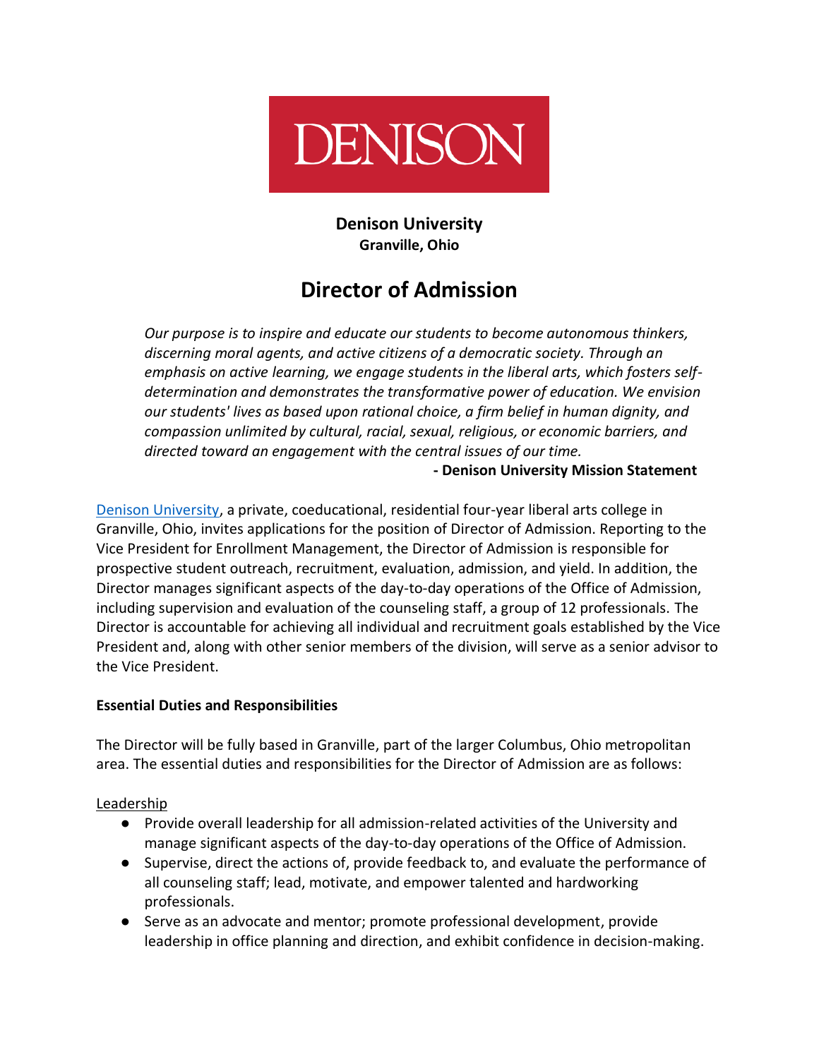DENISON

**Denison University**
**Granville, Ohio**

# Director of Admission

*Our purpose is to inspire and educate our students to become autonomous thinkers, discerning moral agents, and active citizens of a democratic society. Through an emphasis on active learning, we engage students in the liberal arts, which fosters self-determination and demonstrates the transformative power of education. We envision our students' lives as based upon rational choice, a firm belief in human dignity, and compassion unlimited by cultural, racial, sexual, religious, or economic barriers, and directed toward an engagement with the central issues of our time.*

**- Denison University Mission Statement**

Denison University, a private, coeducational, residential four-year liberal arts college in Granville, Ohio, invites applications for the position of Director of Admission. Reporting to the Vice President for Enrollment Management, the Director of Admission is responsible for prospective student outreach, recruitment, evaluation, admission, and yield. In addition, the Director manages significant aspects of the day-to-day operations of the Office of Admission, including supervision and evaluation of the counseling staff, a group of 12 professionals. The Director is accountable for achieving all individual and recruitment goals established by the Vice President and, along with other senior members of the division, will serve as a senior advisor to the Vice President.

**Essential Duties and Responsibilities**

The Director will be fully based in Granville, part of the larger Columbus, Ohio metropolitan area. The essential duties and responsibilities for the Director of Admission are as follows:

Leadership

- Provide overall leadership for all admission-related activities of the University and manage significant aspects of the day-to-day operations of the Office of Admission.
- Supervise, direct the actions of, provide feedback to, and evaluate the performance of all counseling staff; lead, motivate, and empower talented and hardworking professionals.
- Serve as an advocate and mentor; promote professional development, provide leadership in office planning and direction, and exhibit confidence in decision-making.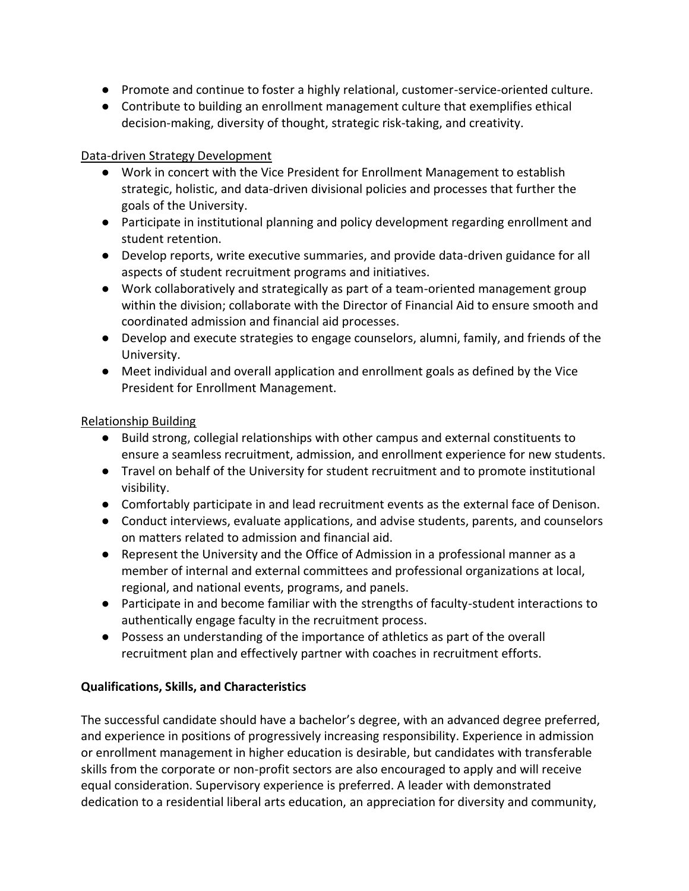- Promote and continue to foster a highly relational, customer-service-oriented culture.
- Contribute to building an enrollment management culture that exemplifies ethical decision-making, diversity of thought, strategic risk-taking, and creativity.

<u>Data-driven Strategy Development</u>

- Work in concert with the Vice President for Enrollment Management to establish strategic, holistic, and data-driven divisional policies and processes that further the goals of the University.
- Participate in institutional planning and policy development regarding enrollment and student retention.
- Develop reports, write executive summaries, and provide data-driven guidance for all aspects of student recruitment programs and initiatives.
- Work collaboratively and strategically as part of a team-oriented management group within the division; collaborate with the Director of Financial Aid to ensure smooth and coordinated admission and financial aid processes.
- Develop and execute strategies to engage counselors, alumni, family, and friends of the University.
- Meet individual and overall application and enrollment goals as defined by the Vice President for Enrollment Management.

<u>Relationship Building</u>

- Build strong, collegial relationships with other campus and external constituents to ensure a seamless recruitment, admission, and enrollment experience for new students.
- Travel on behalf of the University for student recruitment and to promote institutional visibility.
- Comfortably participate in and lead recruitment events as the external face of Denison.
- Conduct interviews, evaluate applications, and advise students, parents, and counselors on matters related to admission and financial aid.
- Represent the University and the Office of Admission in a professional manner as a member of internal and external committees and professional organizations at local, regional, and national events, programs, and panels.
- Participate in and become familiar with the strengths of faculty-student interactions to authentically engage faculty in the recruitment process.
- Possess an understanding of the importance of athletics as part of the overall recruitment plan and effectively partner with coaches in recruitment efforts.

**Qualifications, Skills, and Characteristics**

The successful candidate should have a bachelor's degree, with an advanced degree preferred, and experience in positions of progressively increasing responsibility. Experience in admission or enrollment management in higher education is desirable, but candidates with transferable skills from the corporate or non-profit sectors are also encouraged to apply and will receive equal consideration. Supervisory experience is preferred. A leader with demonstrated dedication to a residential liberal arts education, an appreciation for diversity and community,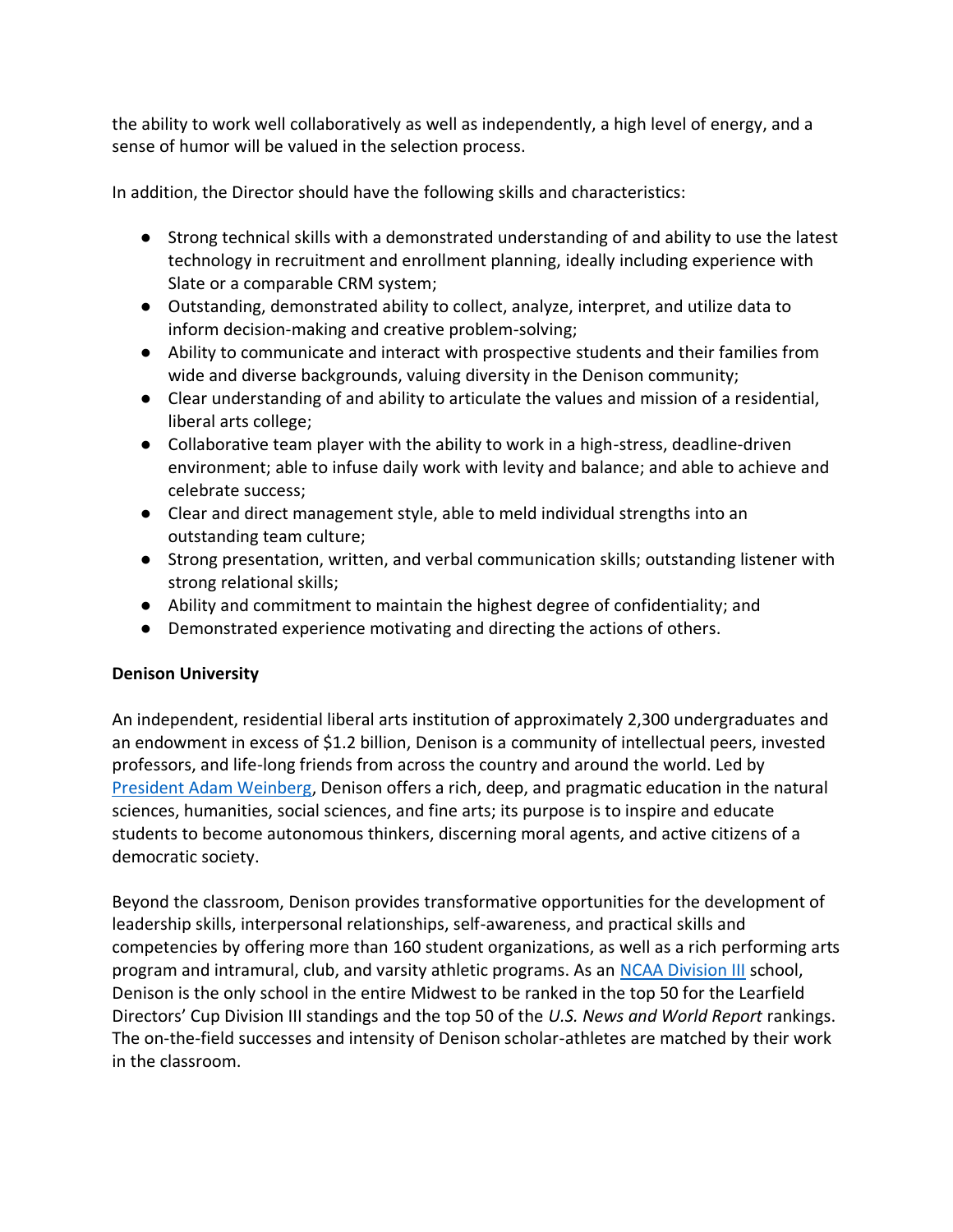the ability to work well collaboratively as well as independently, a high level of energy, and a sense of humor will be valued in the selection process.

In addition, the Director should have the following skills and characteristics:

- Strong technical skills with a demonstrated understanding of and ability to use the latest technology in recruitment and enrollment planning, ideally including experience with Slate or a comparable CRM system;
- Outstanding, demonstrated ability to collect, analyze, interpret, and utilize data to inform decision-making and creative problem-solving;
- Ability to communicate and interact with prospective students and their families from wide and diverse backgrounds, valuing diversity in the Denison community;
- Clear understanding of and ability to articulate the values and mission of a residential, liberal arts college;
- Collaborative team player with the ability to work in a high-stress, deadline-driven environment; able to infuse daily work with levity and balance; and able to achieve and celebrate success;
- Clear and direct management style, able to meld individual strengths into an outstanding team culture;
- Strong presentation, written, and verbal communication skills; outstanding listener with strong relational skills;
- Ability and commitment to maintain the highest degree of confidentiality; and
- Demonstrated experience motivating and directing the actions of others.

**Denison University**

An independent, residential liberal arts institution of approximately 2,300 undergraduates and an endowment in excess of $1.2 billion, Denison is a community of intellectual peers, invested professors, and life-long friends from across the country and around the world. Led by President Adam Weinberg, Denison offers a rich, deep, and pragmatic education in the natural sciences, humanities, social sciences, and fine arts; its purpose is to inspire and educate students to become autonomous thinkers, discerning moral agents, and active citizens of a democratic society.

Beyond the classroom, Denison provides transformative opportunities for the development of leadership skills, interpersonal relationships, self-awareness, and practical skills and competencies by offering more than 160 student organizations, as well as a rich performing arts program and intramural, club, and varsity athletic programs. As an NCAA Division III school, Denison is the only school in the entire Midwest to be ranked in the top 50 for the Learfield Directors' Cup Division III standings and the top 50 of the *U.S. News and World Report* rankings. The on-the-field successes and intensity of Denison scholar-athletes are matched by their work in the classroom.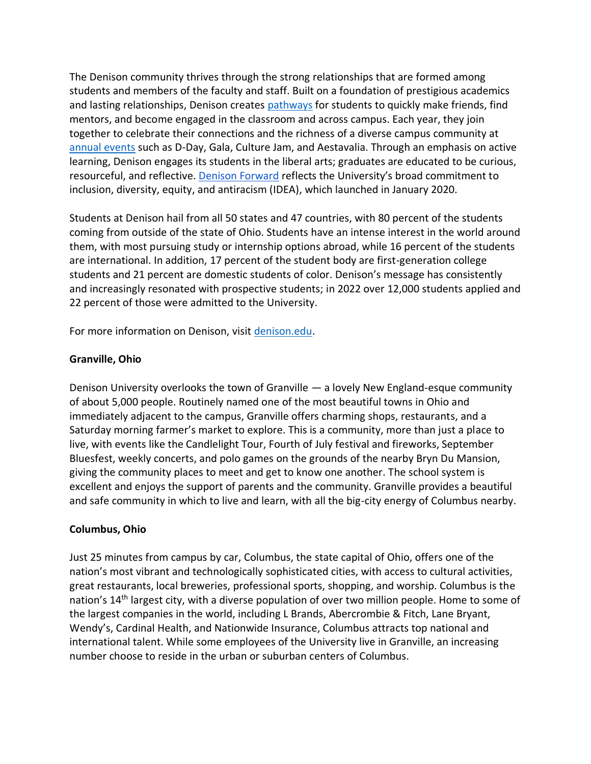The Denison community thrives through the strong relationships that are formed among students and members of the faculty and staff. Built on a foundation of prestigious academics and lasting relationships, Denison creates [pathways](pathways) for students to quickly make friends, find mentors, and become engaged in the classroom and across campus. Each year, they join together to celebrate their connections and the richness of a diverse campus community at [annual events](annual events) such as D-Day, Gala, Culture Jam, and Aestavalia. Through an emphasis on active learning, Denison engages its students in the liberal arts; graduates are educated to be curious, resourceful, and reflective. [Denison Forward](Denison Forward) reflects the University's broad commitment to inclusion, diversity, equity, and antiracism (IDEA), which launched in January 2020.

Students at Denison hail from all 50 states and 47 countries, with 80 percent of the students coming from outside of the state of Ohio. Students have an intense interest in the world around them, with most pursuing study or internship options abroad, while 16 percent of the students are international. In addition, 17 percent of the student body are first-generation college students and 21 percent are domestic students of color. Denison's message has consistently and increasingly resonated with prospective students; in 2022 over 12,000 students applied and 22 percent of those were admitted to the University.

For more information on Denison, visit [denison.edu](denison.edu).

**Granville, Ohio**

Denison University overlooks the town of Granville — a lovely New England-esque community of about 5,000 people. Routinely named one of the most beautiful towns in Ohio and immediately adjacent to the campus, Granville offers charming shops, restaurants, and a Saturday morning farmer's market to explore. This is a community, more than just a place to live, with events like the Candlelight Tour, Fourth of July festival and fireworks, September Bluesfest, weekly concerts, and polo games on the grounds of the nearby Bryn Du Mansion, giving the community places to meet and get to know one another. The school system is excellent and enjoys the support of parents and the community. Granville provides a beautiful and safe community in which to live and learn, with all the big-city energy of Columbus nearby.

**Columbus, Ohio**

Just 25 minutes from campus by car, Columbus, the state capital of Ohio, offers one of the nation's most vibrant and technologically sophisticated cities, with access to cultural activities, great restaurants, local breweries, professional sports, shopping, and worship. Columbus is the nation's 14th largest city, with a diverse population of over two million people. Home to some of the largest companies in the world, including L Brands, Abercrombie & Fitch, Lane Bryant, Wendy's, Cardinal Health, and Nationwide Insurance, Columbus attracts top national and international talent. While some employees of the University live in Granville, an increasing number choose to reside in the urban or suburban centers of Columbus.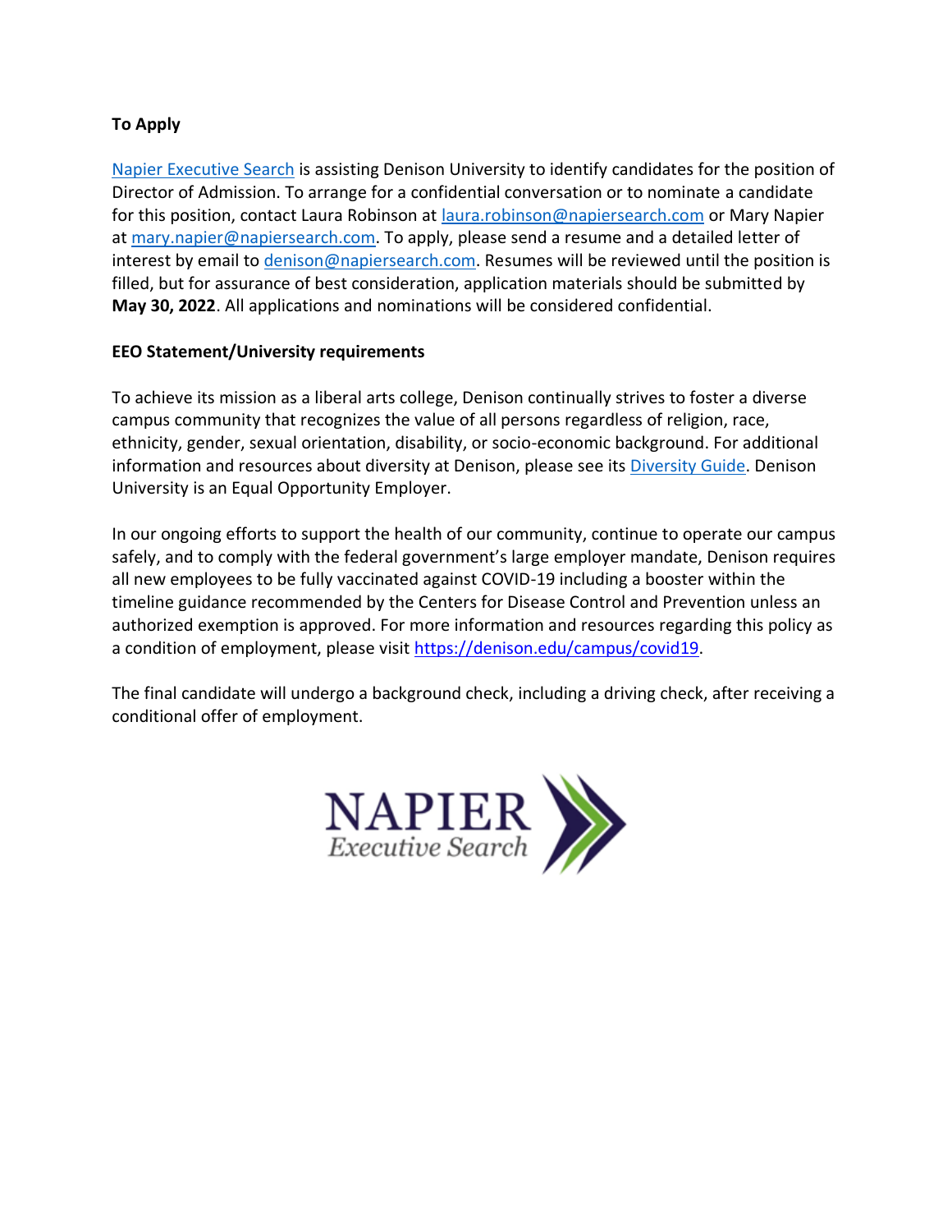**To Apply**

Napier Executive Search is assisting Denison University to identify candidates for the position of Director of Admission. To arrange for a confidential conversation or to nominate a candidate for this position, contact Laura Robinson at laura.robinson@napiersearch.com or Mary Napier at mary.napier@napiersearch.com. To apply, please send a resume and a detailed letter of interest by email to denison@napiersearch.com. Resumes will be reviewed until the position is filled, but for assurance of best consideration, application materials should be submitted by **May 30, 2022**. All applications and nominations will be considered confidential.

**EEO Statement/University requirements**

To achieve its mission as a liberal arts college, Denison continually strives to foster a diverse campus community that recognizes the value of all persons regardless of religion, race, ethnicity, gender, sexual orientation, disability, or socio-economic background. For additional information and resources about diversity at Denison, please see its Diversity Guide. Denison University is an Equal Opportunity Employer.

In our ongoing efforts to support the health of our community, continue to operate our campus safely, and to comply with the federal government's large employer mandate, Denison requires all new employees to be fully vaccinated against COVID-19 including a booster within the timeline guidance recommended by the Centers for Disease Control and Prevention unless an authorized exemption is approved. For more information and resources regarding this policy as a condition of employment, please visit https://denison.edu/campus/covid19.

The final candidate will undergo a background check, including a driving check, after receiving a conditional offer of employment.

NAPIER
Executive Search